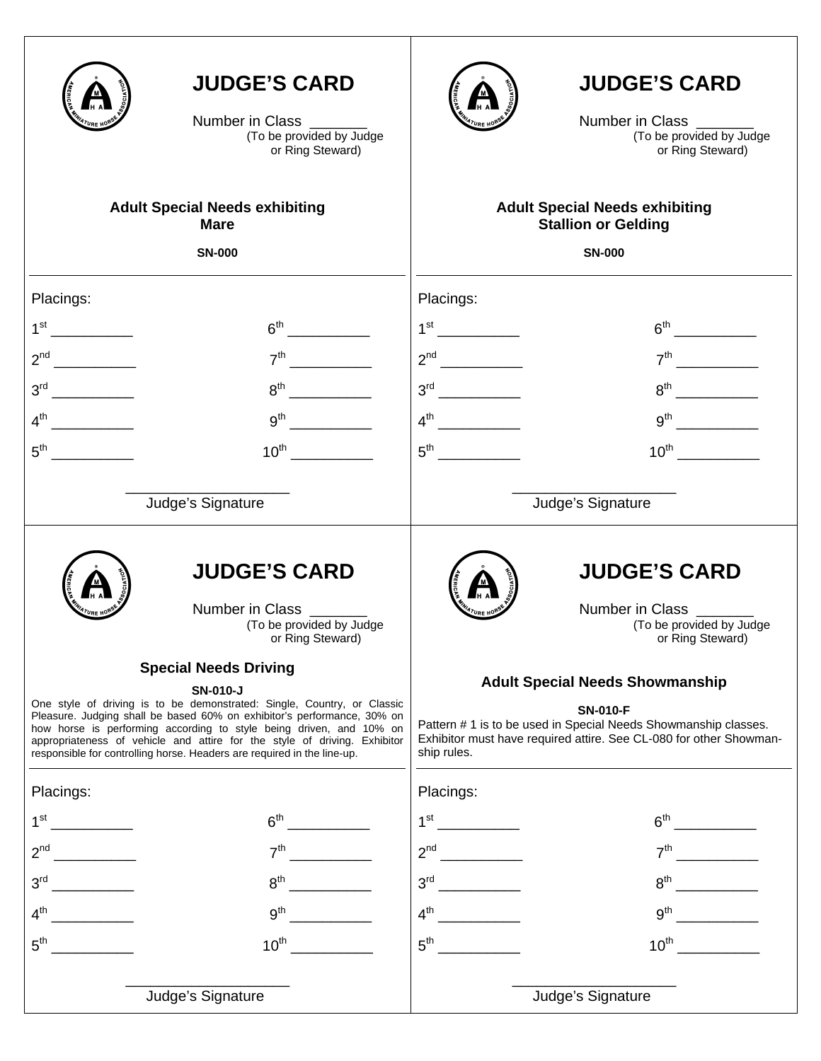## JUDGE'S CARD

Number in Class _______
(To be provided by Judge or Ring Steward)

**Adult Special Needs exhibiting Mare**

**SN-000**

Placings:

| | |
|---|---|
| 1st __________ | 6th __________ |
| 2nd __________ | 7th __________ |
| 3rd __________ | 8th __________ |
| 4th __________ | 9th __________ |
| 5th __________ | 10th __________ |

____________________
Judge's Signature

## JUDGE'S CARD

Number in Class _______
(To be provided by Judge or Ring Steward)

**Adult Special Needs exhibiting Stallion or Gelding**

**SN-000**

Placings:

| | |
|---|---|
| 1st __________ | 6th __________ |
| 2nd __________ | 7th __________ |
| 3rd __________ | 8th __________ |
| 4th __________ | 9th __________ |
| 5th __________ | 10th __________ |

____________________
Judge's Signature

## JUDGE'S CARD

Number in Class _______
(To be provided by Judge or Ring Steward)

**Special Needs Driving**

**SN-010-J**

One style of driving is to be demonstrated: Single, Country, or Classic Pleasure. Judging shall be based 60% on exhibitor's performance, 30% on how horse is performing according to style being driven, and 10% on appropriateness of vehicle and attire for the style of driving. Exhibitor responsible for controlling horse. Headers are required in the line-up.

Placings:

| | |
|---|---|
| 1st __________ | 6th __________ |
| 2nd __________ | 7th __________ |
| 3rd __________ | 8th __________ |
| 4th __________ | 9th __________ |
| 5th __________ | 10th __________ |

____________________
Judge's Signature

## JUDGE'S CARD

Number in Class _______
(To be provided by Judge or Ring Steward)

**Adult Special Needs Showmanship**

**SN-010-F**

Pattern # 1 is to be used in Special Needs Showmanship classes. Exhibitor must have required attire. See CL-080 for other Showmanship rules.

Placings:

| | |
|---|---|
| 1st __________ | 6th __________ |
| 2nd __________ | 7th __________ |
| 3rd __________ | 8th __________ |
| 4th __________ | 9th __________ |
| 5th __________ | 10th __________ |

____________________
Judge's Signature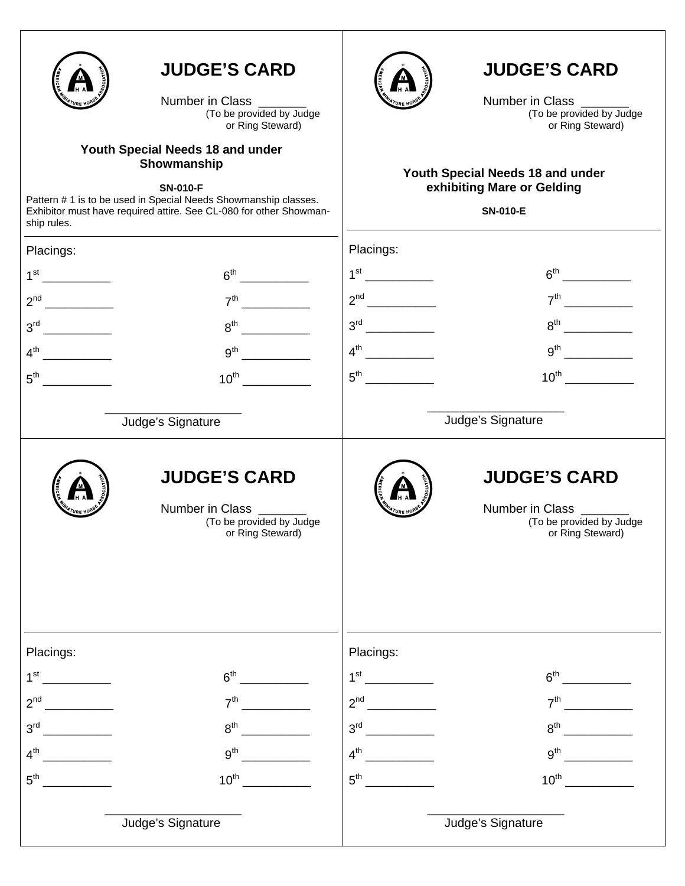## JUDGE'S CARD

Number in Class _______
(To be provided by Judge or Ring Steward)

**Youth Special Needs 18 and under Showmanship**

**SN-010-F**

Pattern # 1 is to be used in Special Needs Showmanship classes. Exhibitor must have required attire. See CL-080 for other Showmanship rules.

Placings:

| | |
|---|---|
| 1st __________ | 6th __________ |
| 2nd __________ | 7th __________ |
| 3rd __________ | 8th __________ |
| 4th __________ | 9th __________ |
| 5th __________ | 10th __________ |

____________________
Judge's Signature

## JUDGE'S CARD

Number in Class _______
(To be provided by Judge or Ring Steward)

**Youth Special Needs 18 and under exhibiting Mare or Gelding**

**SN-010-E**

Placings:

| | |
|---|---|
| 1st __________ | 6th __________ |
| 2nd __________ | 7th __________ |
| 3rd __________ | 8th __________ |
| 4th __________ | 9th __________ |
| 5th __________ | 10th __________ |

____________________
Judge's Signature

## JUDGE'S CARD

Number in Class _______
(To be provided by Judge or Ring Steward)

Placings:

| | |
|---|---|
| 1st __________ | 6th __________ |
| 2nd __________ | 7th __________ |
| 3rd __________ | 8th __________ |
| 4th __________ | 9th __________ |
| 5th __________ | 10th __________ |

____________________
Judge's Signature

## JUDGE'S CARD

Number in Class _______
(To be provided by Judge or Ring Steward)

Placings:

| | |
|---|---|
| 1st __________ | 6th __________ |
| 2nd __________ | 7th __________ |
| 3rd __________ | 8th __________ |
| 4th __________ | 9th __________ |
| 5th __________ | 10th __________ |

____________________
Judge's Signature